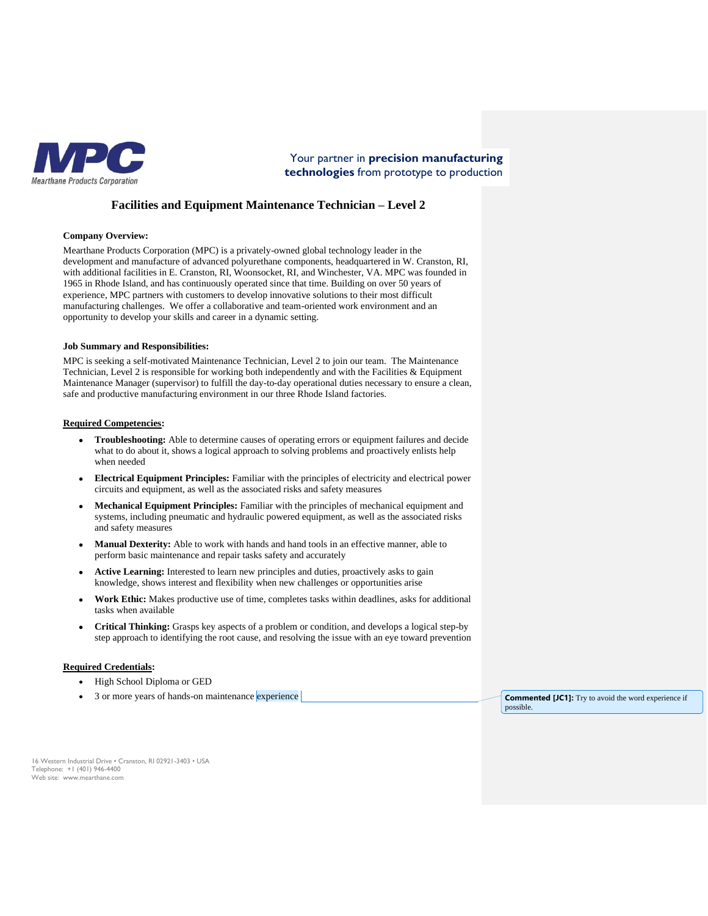Your partner in **precision manufacturing technologies** from prototype to production

# Facilities and Equipment Maintenance Technician – Level 2

**Company Overview:**

Mearthane Products Corporation (MPC) is a privately-owned global technology leader in the development and manufacture of advanced polyurethane components, headquartered in W. Cranston, RI, with additional facilities in E. Cranston, RI, Woonsocket, RI, and Winchester, VA. MPC was founded in 1965 in Rhode Island, and has continuously operated since that time. Building on over 50 years of experience, MPC partners with customers to develop innovative solutions to their most difficult manufacturing challenges. We offer a collaborative and team-oriented work environment and an opportunity to develop your skills and career in a dynamic setting.

**Job Summary and Responsibilities:**

MPC is seeking a self-motivated Maintenance Technician, Level 2 to join our team. The Maintenance Technician, Level 2 is responsible for working both independently and with the Facilities & Equipment Maintenance Manager (supervisor) to fulfill the day-to-day operational duties necessary to ensure a clean, safe and productive manufacturing environment in our three Rhode Island factories.

**Required Competencies:**

- **Troubleshooting:** Able to determine causes of operating errors or equipment failures and decide what to do about it, shows a logical approach to solving problems and proactively enlists help when needed
- **Electrical Equipment Principles:** Familiar with the principles of electricity and electrical power circuits and equipment, as well as the associated risks and safety measures
- **Mechanical Equipment Principles:** Familiar with the principles of mechanical equipment and systems, including pneumatic and hydraulic powered equipment, as well as the associated risks and safety measures
- **Manual Dexterity:** Able to work with hands and hand tools in an effective manner, able to perform basic maintenance and repair tasks safety and accurately
- **Active Learning:** Interested to learn new principles and duties, proactively asks to gain knowledge, shows interest and flexibility when new challenges or opportunities arise
- **Work Ethic:** Makes productive use of time, completes tasks within deadlines, asks for additional tasks when available
- **Critical Thinking:** Grasps key aspects of a problem or condition, and develops a logical step-by step approach to identifying the root cause, and resolving the issue with an eye toward prevention

**Required Credentials:**

- High School Diploma or GED
- 3 or more years of hands-on maintenance experience

**Commented [JC1]:** Try to avoid the word experience if possible.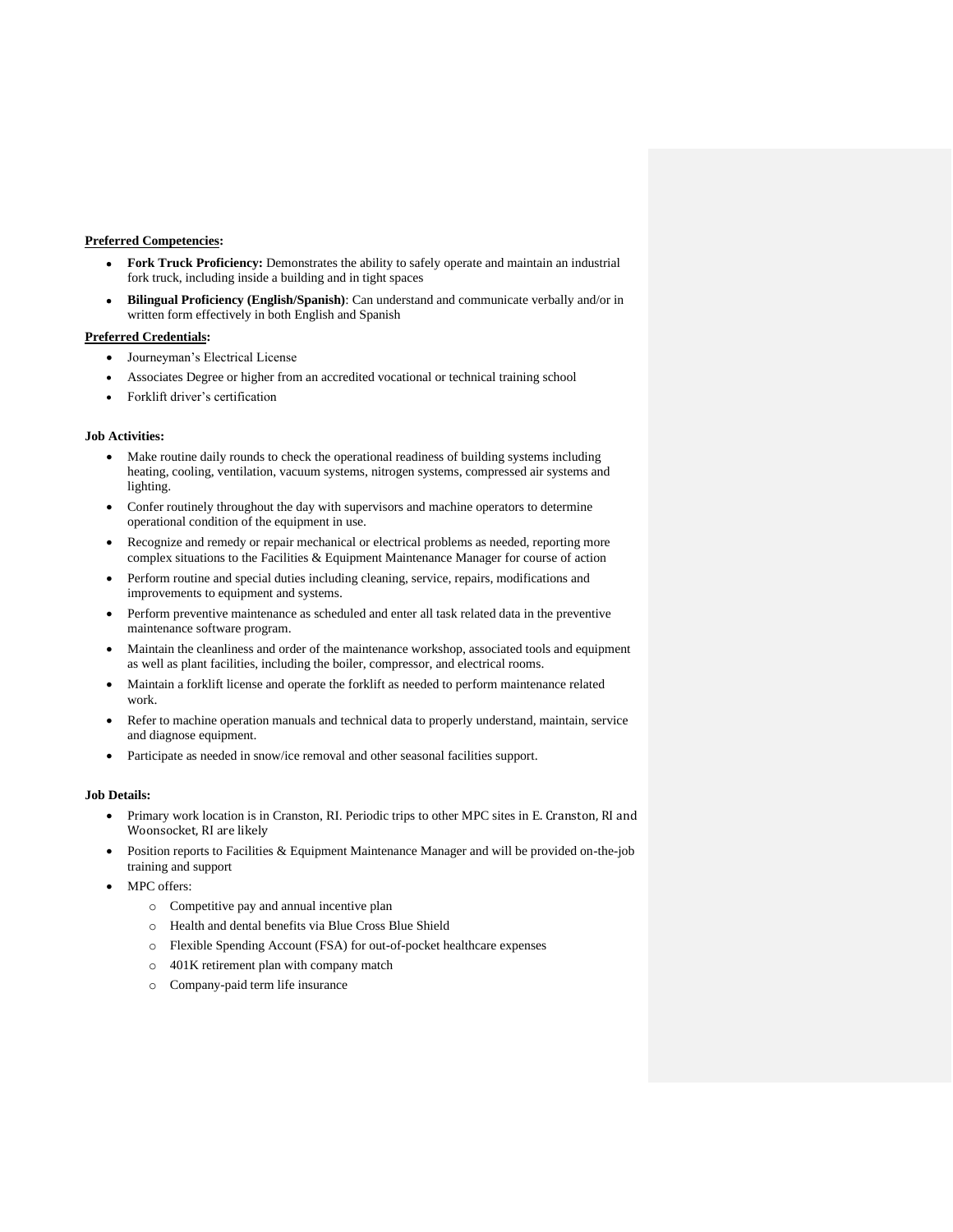**Preferred Competencies:**

- **Fork Truck Proficiency:** Demonstrates the ability to safely operate and maintain an industrial fork truck, including inside a building and in tight spaces
- **Bilingual Proficiency (English/Spanish)**: Can understand and communicate verbally and/or in written form effectively in both English and Spanish

**Preferred Credentials:**

- Journeyman's Electrical License
- Associates Degree or higher from an accredited vocational or technical training school
- Forklift driver's certification

**Job Activities:**

- Make routine daily rounds to check the operational readiness of building systems including heating, cooling, ventilation, vacuum systems, nitrogen systems, compressed air systems and lighting.
- Confer routinely throughout the day with supervisors and machine operators to determine operational condition of the equipment in use.
- Recognize and remedy or repair mechanical or electrical problems as needed, reporting more complex situations to the Facilities & Equipment Maintenance Manager for course of action
- Perform routine and special duties including cleaning, service, repairs, modifications and improvements to equipment and systems.
- Perform preventive maintenance as scheduled and enter all task related data in the preventive maintenance software program.
- Maintain the cleanliness and order of the maintenance workshop, associated tools and equipment as well as plant facilities, including the boiler, compressor, and electrical rooms.
- Maintain a forklift license and operate the forklift as needed to perform maintenance related work.
- Refer to machine operation manuals and technical data to properly understand, maintain, service and diagnose equipment.
- Participate as needed in snow/ice removal and other seasonal facilities support.

**Job Details:**

- Primary work location is in Cranston, RI. Periodic trips to other MPC sites in E. Cranston, RI and Woonsocket, RI are likely
- Position reports to Facilities & Equipment Maintenance Manager and will be provided on-the-job training and support
- MPC offers:
  - Competitive pay and annual incentive plan
  - Health and dental benefits via Blue Cross Blue Shield
  - Flexible Spending Account (FSA) for out-of-pocket healthcare expenses
  - 401K retirement plan with company match
  - Company-paid term life insurance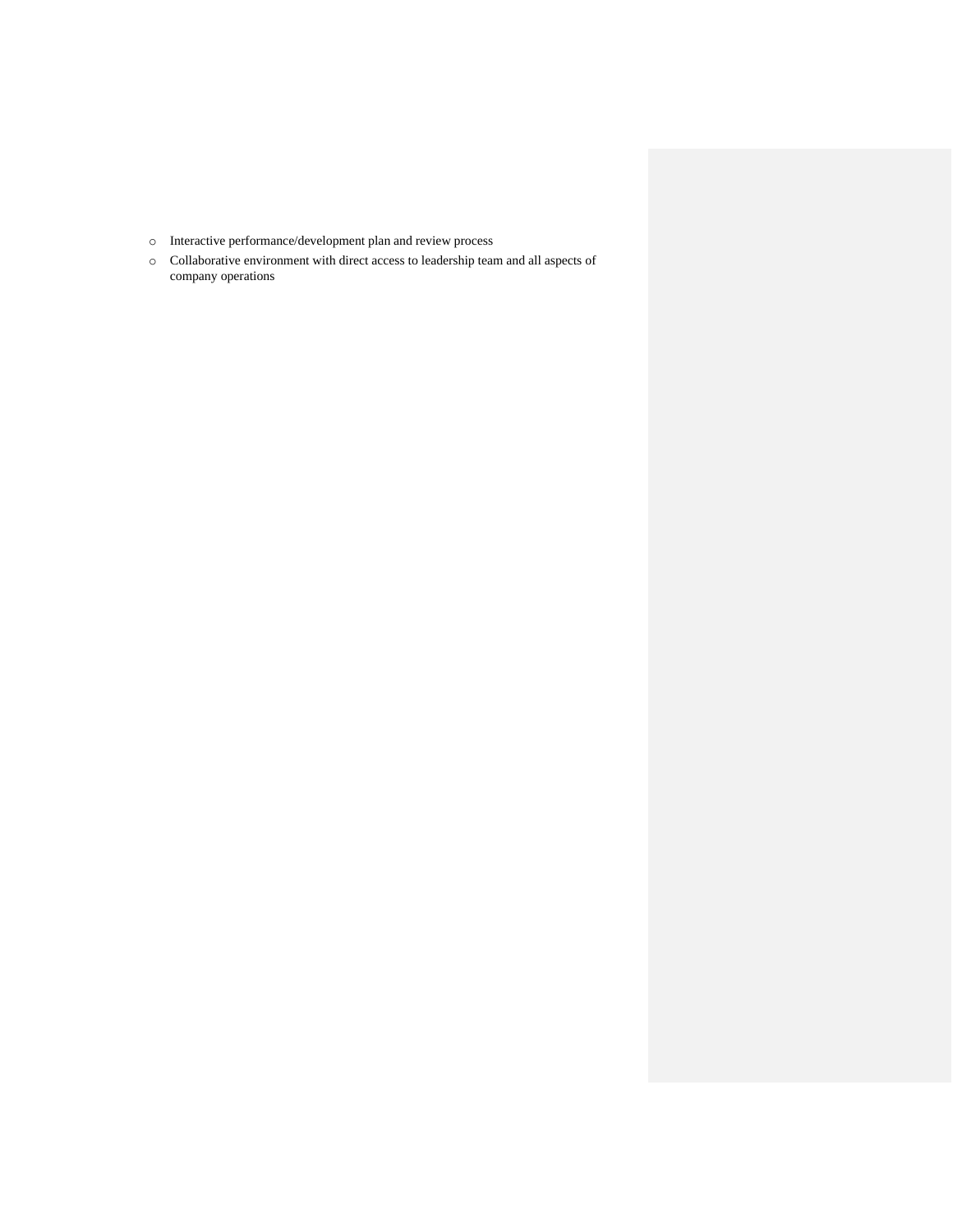- Interactive performance/development plan and review process
- Collaborative environment with direct access to leadership team and all aspects of company operations